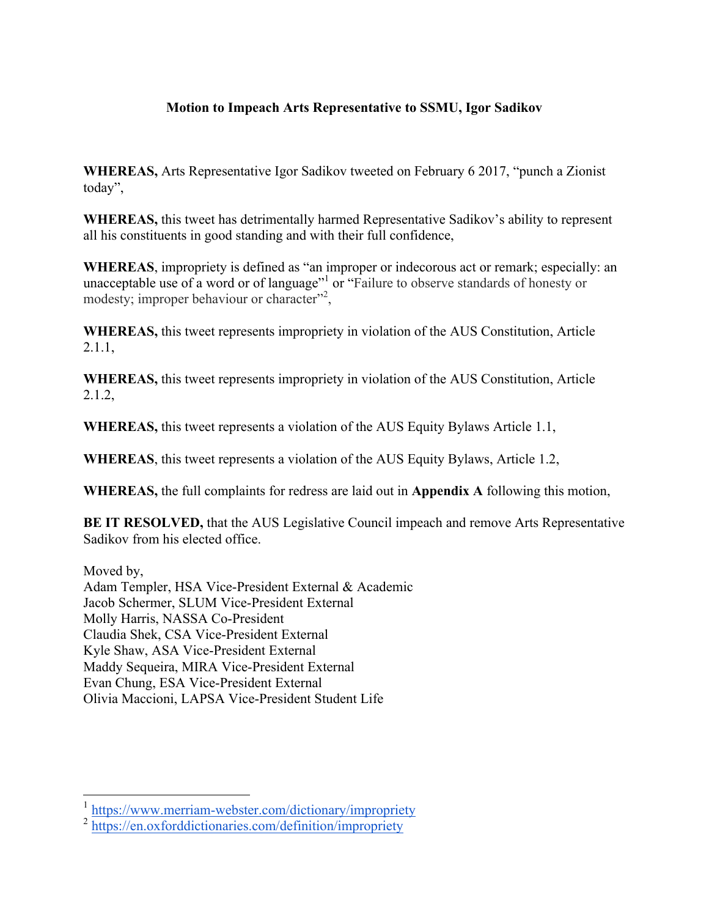**Motion to Impeach Arts Representative to SSMU, Igor Sadikov**

**WHEREAS,** Arts Representative Igor Sadikov tweeted on February 6 2017, "punch a Zionist today",

**WHEREAS,** this tweet has detrimentally harmed Representative Sadikov's ability to represent all his constituents in good standing and with their full confidence,

**WHEREAS**, impropriety is defined as "an improper or indecorous act or remark; especially: an unacceptable use of a word or of language"[1] or "Failure to observe standards of honesty or modesty; improper behaviour or character"[2],

**WHEREAS,** this tweet represents impropriety in violation of the AUS Constitution, Article 2.1.1,

**WHEREAS,** this tweet represents impropriety in violation of the AUS Constitution, Article 2.1.2,

**WHEREAS,** this tweet represents a violation of the AUS Equity Bylaws Article 1.1,

**WHEREAS**, this tweet represents a violation of the AUS Equity Bylaws, Article 1.2,

**WHEREAS,** the full complaints for redress are laid out in **Appendix A** following this motion,

**BE IT RESOLVED,** that the AUS Legislative Council impeach and remove Arts Representative Sadikov from his elected office.

Moved by,
Adam Templer, HSA Vice-President External & Academic
Jacob Schermer, SLUM Vice-President External
Molly Harris, NASSA Co-President
Claudia Shek, CSA Vice-President External
Kyle Shaw, ASA Vice-President External
Maddy Sequeira, MIRA Vice-President External
Evan Chung, ESA Vice-President External
Olivia Maccioni, LAPSA Vice-President Student Life

---

[1] https://www.merriam-webster.com/dictionary/impropriety
[2] https://en.oxforddictionaries.com/definition/impropriety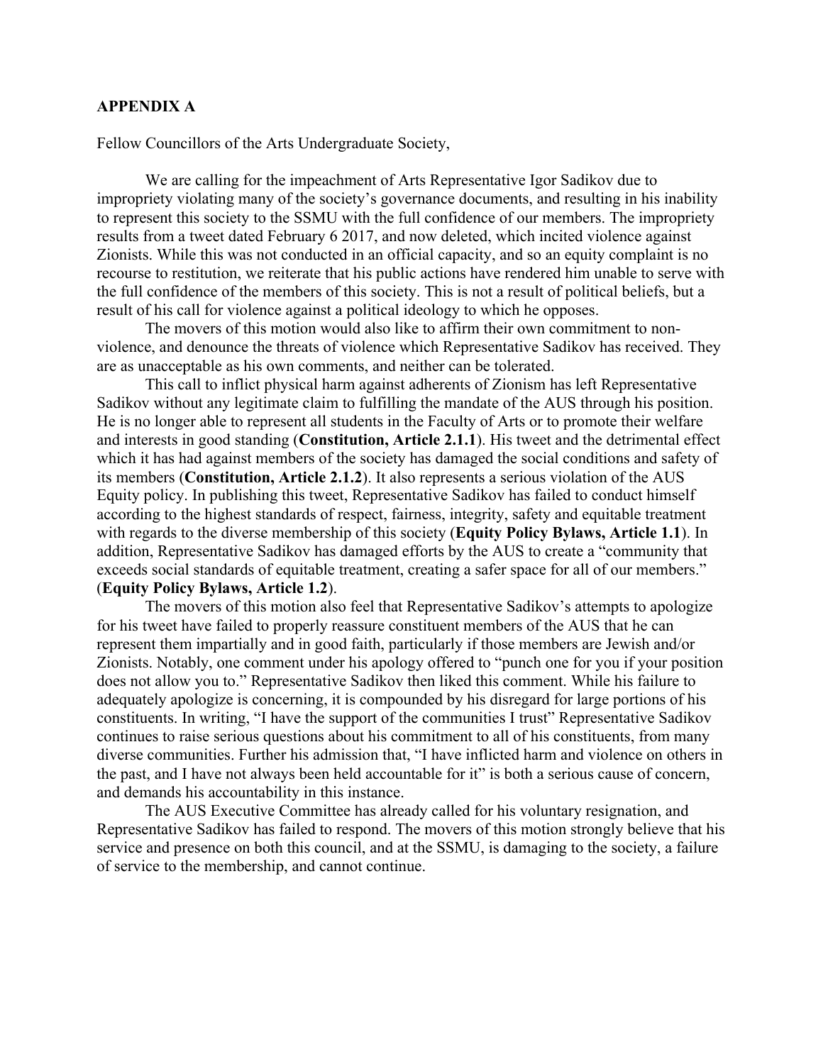**APPENDIX A**

Fellow Councillors of the Arts Undergraduate Society,

We are calling for the impeachment of Arts Representative Igor Sadikov due to impropriety violating many of the society's governance documents, and resulting in his inability to represent this society to the SSMU with the full confidence of our members. The impropriety results from a tweet dated February 6 2017, and now deleted, which incited violence against Zionists. While this was not conducted in an official capacity, and so an equity complaint is no recourse to restitution, we reiterate that his public actions have rendered him unable to serve with the full confidence of the members of this society. This is not a result of political beliefs, but a result of his call for violence against a political ideology to which he opposes.

The movers of this motion would also like to affirm their own commitment to non-violence, and denounce the threats of violence which Representative Sadikov has received. They are as unacceptable as his own comments, and neither can be tolerated.

This call to inflict physical harm against adherents of Zionism has left Representative Sadikov without any legitimate claim to fulfilling the mandate of the AUS through his position. He is no longer able to represent all students in the Faculty of Arts or to promote their welfare and interests in good standing (**Constitution, Article 2.1.1**). His tweet and the detrimental effect which it has had against members of the society has damaged the social conditions and safety of its members (**Constitution, Article 2.1.2**). It also represents a serious violation of the AUS Equity policy. In publishing this tweet, Representative Sadikov has failed to conduct himself according to the highest standards of respect, fairness, integrity, safety and equitable treatment with regards to the diverse membership of this society (**Equity Policy Bylaws, Article 1.1**). In addition, Representative Sadikov has damaged efforts by the AUS to create a "community that exceeds social standards of equitable treatment, creating a safer space for all of our members." (**Equity Policy Bylaws, Article 1.2**).

The movers of this motion also feel that Representative Sadikov's attempts to apologize for his tweet have failed to properly reassure constituent members of the AUS that he can represent them impartially and in good faith, particularly if those members are Jewish and/or Zionists. Notably, one comment under his apology offered to "punch one for you if your position does not allow you to." Representative Sadikov then liked this comment. While his failure to adequately apologize is concerning, it is compounded by his disregard for large portions of his constituents. In writing, "I have the support of the communities I trust" Representative Sadikov continues to raise serious questions about his commitment to all of his constituents, from many diverse communities. Further his admission that, "I have inflicted harm and violence on others in the past, and I have not always been held accountable for it" is both a serious cause of concern, and demands his accountability in this instance.

The AUS Executive Committee has already called for his voluntary resignation, and Representative Sadikov has failed to respond. The movers of this motion strongly believe that his service and presence on both this council, and at the SSMU, is damaging to the society, a failure of service to the membership, and cannot continue.